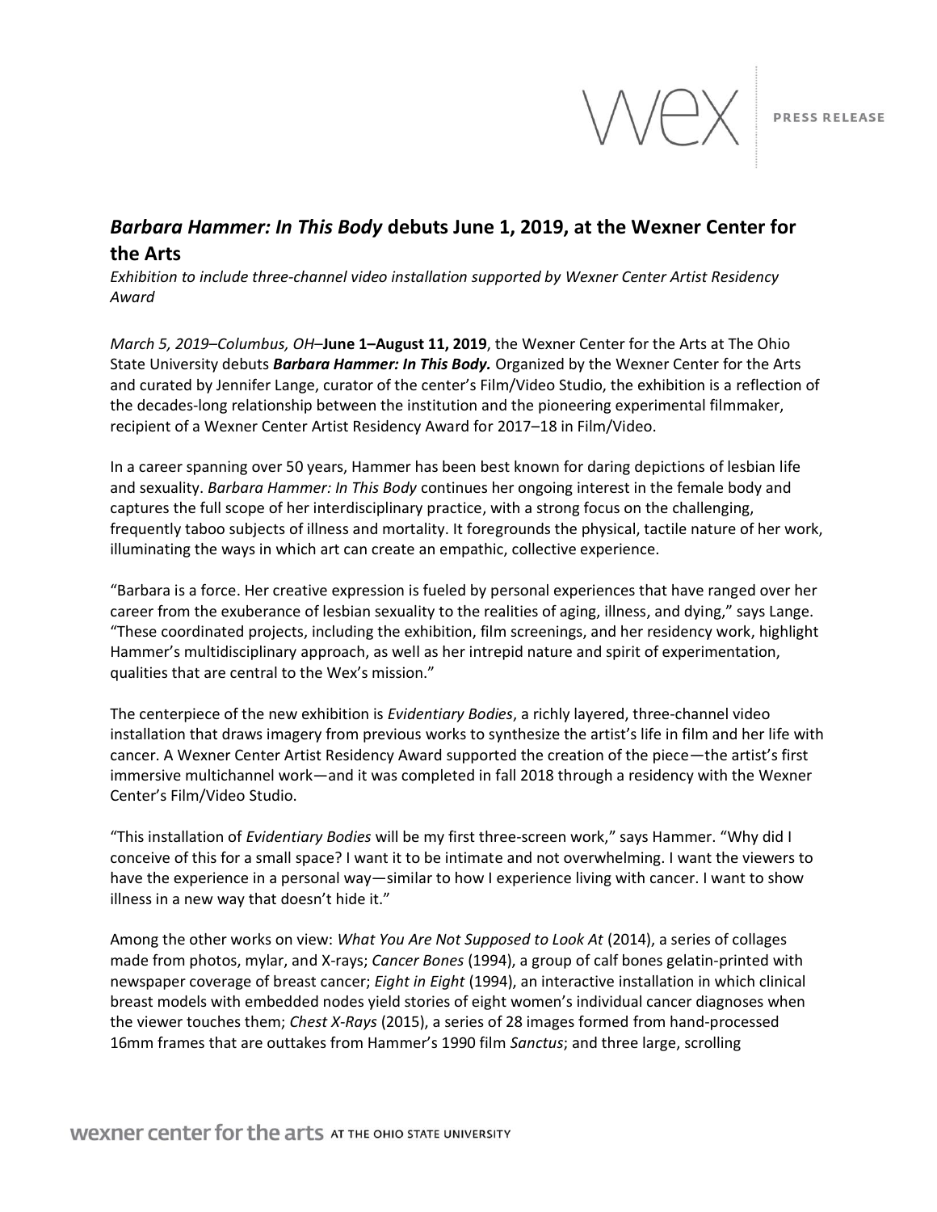wex | PRESS RELEASE

# *Barbara Hammer: In This Body* debuts June 1, 2019, at the Wexner Center for the Arts

*Exhibition to include three-channel video installation supported by Wexner Center Artist Residency Award*

*March 5, 2019–Columbus, OH*–**June 1–August 11, 2019**, the Wexner Center for the Arts at The Ohio State University debuts ***Barbara Hammer: In This Body.*** Organized by the Wexner Center for the Arts and curated by Jennifer Lange, curator of the center's Film/Video Studio, the exhibition is a reflection of the decades-long relationship between the institution and the pioneering experimental filmmaker, recipient of a Wexner Center Artist Residency Award for 2017–18 in Film/Video.

In a career spanning over 50 years, Hammer has been best known for daring depictions of lesbian life and sexuality. *Barbara Hammer: In This Body* continues her ongoing interest in the female body and captures the full scope of her interdisciplinary practice, with a strong focus on the challenging, frequently taboo subjects of illness and mortality. It foregrounds the physical, tactile nature of her work, illuminating the ways in which art can create an empathic, collective experience.

"Barbara is a force. Her creative expression is fueled by personal experiences that have ranged over her career from the exuberance of lesbian sexuality to the realities of aging, illness, and dying," says Lange. "These coordinated projects, including the exhibition, film screenings, and her residency work, highlight Hammer's multidisciplinary approach, as well as her intrepid nature and spirit of experimentation, qualities that are central to the Wex's mission."

The centerpiece of the new exhibition is *Evidentiary Bodies*, a richly layered, three-channel video installation that draws imagery from previous works to synthesize the artist's life in film and her life with cancer. A Wexner Center Artist Residency Award supported the creation of the piece—the artist's first immersive multichannel work—and it was completed in fall 2018 through a residency with the Wexner Center's Film/Video Studio.

"This installation of *Evidentiary Bodies* will be my first three-screen work," says Hammer. "Why did I conceive of this for a small space? I want it to be intimate and not overwhelming. I want the viewers to have the experience in a personal way—similar to how I experience living with cancer. I want to show illness in a new way that doesn't hide it."

Among the other works on view: *What You Are Not Supposed to Look At* (2014), a series of collages made from photos, mylar, and X-rays; *Cancer Bones* (1994), a group of calf bones gelatin-printed with newspaper coverage of breast cancer; *Eight in Eight* (1994), an interactive installation in which clinical breast models with embedded nodes yield stories of eight women's individual cancer diagnoses when the viewer touches them; *Chest X-Rays* (2015), a series of 28 images formed from hand-processed 16mm frames that are outtakes from Hammer's 1990 film *Sanctus*; and three large, scrolling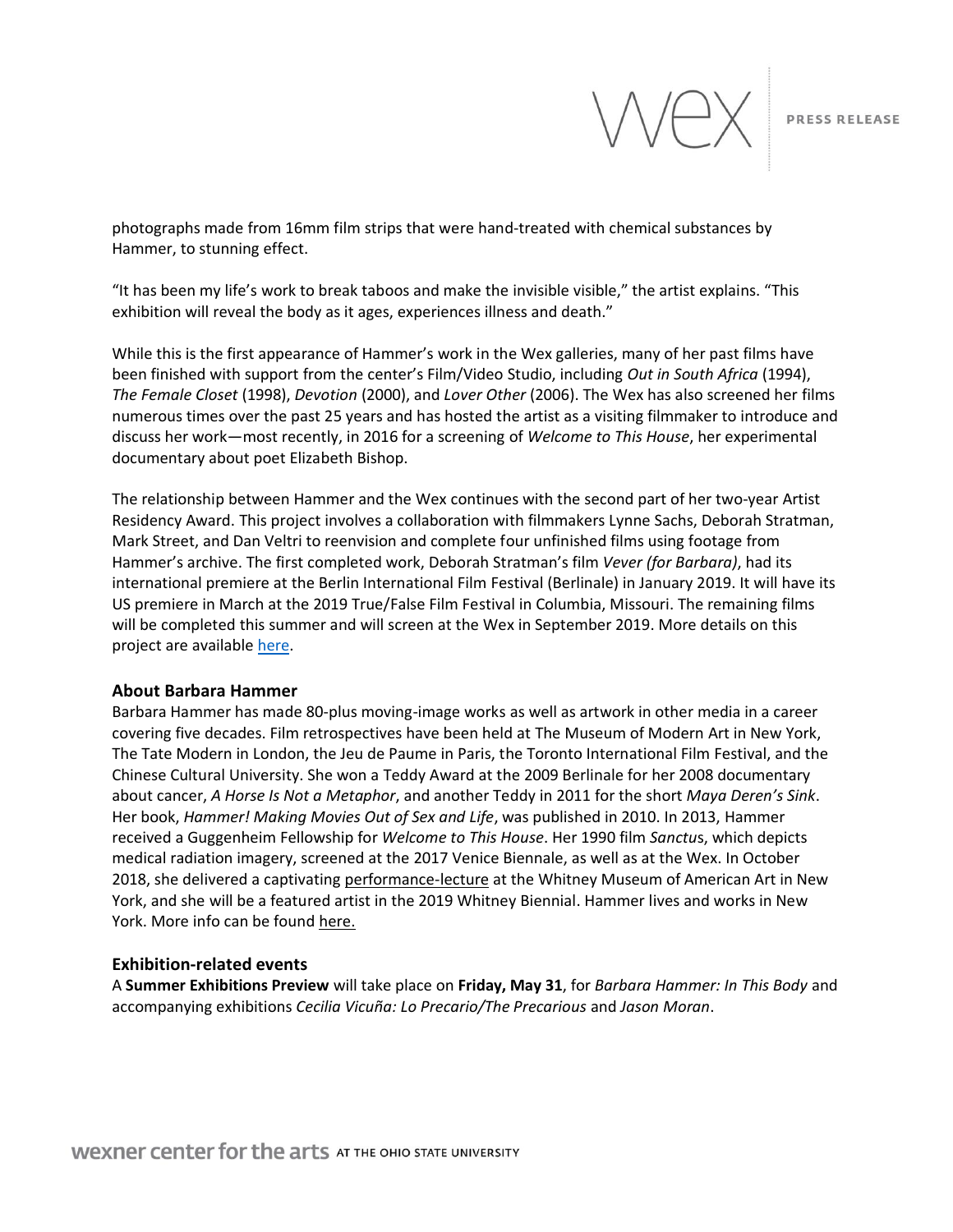photographs made from 16mm film strips that were hand-treated with chemical substances by Hammer, to stunning effect.

"It has been my life's work to break taboos and make the invisible visible," the artist explains. "This exhibition will reveal the body as it ages, experiences illness and death."

While this is the first appearance of Hammer's work in the Wex galleries, many of her past films have been finished with support from the center's Film/Video Studio, including *Out in South Africa* (1994), *The Female Closet* (1998), *Devotion* (2000), and *Lover Other* (2006). The Wex has also screened her films numerous times over the past 25 years and has hosted the artist as a visiting filmmaker to introduce and discuss her work—most recently, in 2016 for a screening of *Welcome to This House*, her experimental documentary about poet Elizabeth Bishop.

The relationship between Hammer and the Wex continues with the second part of her two-year Artist Residency Award. This project involves a collaboration with filmmakers Lynne Sachs, Deborah Stratman, Mark Street, and Dan Veltri to reenvision and complete four unfinished films using footage from Hammer's archive. The first completed work, Deborah Stratman's film *Vever (for Barbara)*, had its international premiere at the Berlin International Film Festival (Berlinale) in January 2019. It will have its US premiere in March at the 2019 True/False Film Festival in Columbia, Missouri. The remaining films will be completed this summer and will screen at the Wex in September 2019. More details on this project are available here.

### About Barbara Hammer

Barbara Hammer has made 80-plus moving-image works as well as artwork in other media in a career covering five decades. Film retrospectives have been held at The Museum of Modern Art in New York, The Tate Modern in London, the Jeu de Paume in Paris, the Toronto International Film Festival, and the Chinese Cultural University. She won a Teddy Award at the 2009 Berlinale for her 2008 documentary about cancer, *A Horse Is Not a Metaphor*, and another Teddy in 2011 for the short *Maya Deren's Sink*. Her book, *Hammer! Making Movies Out of Sex and Life*, was published in 2010. In 2013, Hammer received a Guggenheim Fellowship for *Welcome to This House*. Her 1990 film *Sanctus*, which depicts medical radiation imagery, screened at the 2017 Venice Biennale, as well as at the Wex. In October 2018, she delivered a captivating performance-lecture at the Whitney Museum of American Art in New York, and she will be a featured artist in the 2019 Whitney Biennial. Hammer lives and works in New York. More info can be found here.

### Exhibition-related events

A **Summer Exhibitions Preview** will take place on **Friday, May 31**, for *Barbara Hammer: In This Body* and accompanying exhibitions *Cecilia Vicuña: Lo Precario/The Precarious* and *Jason Moran*.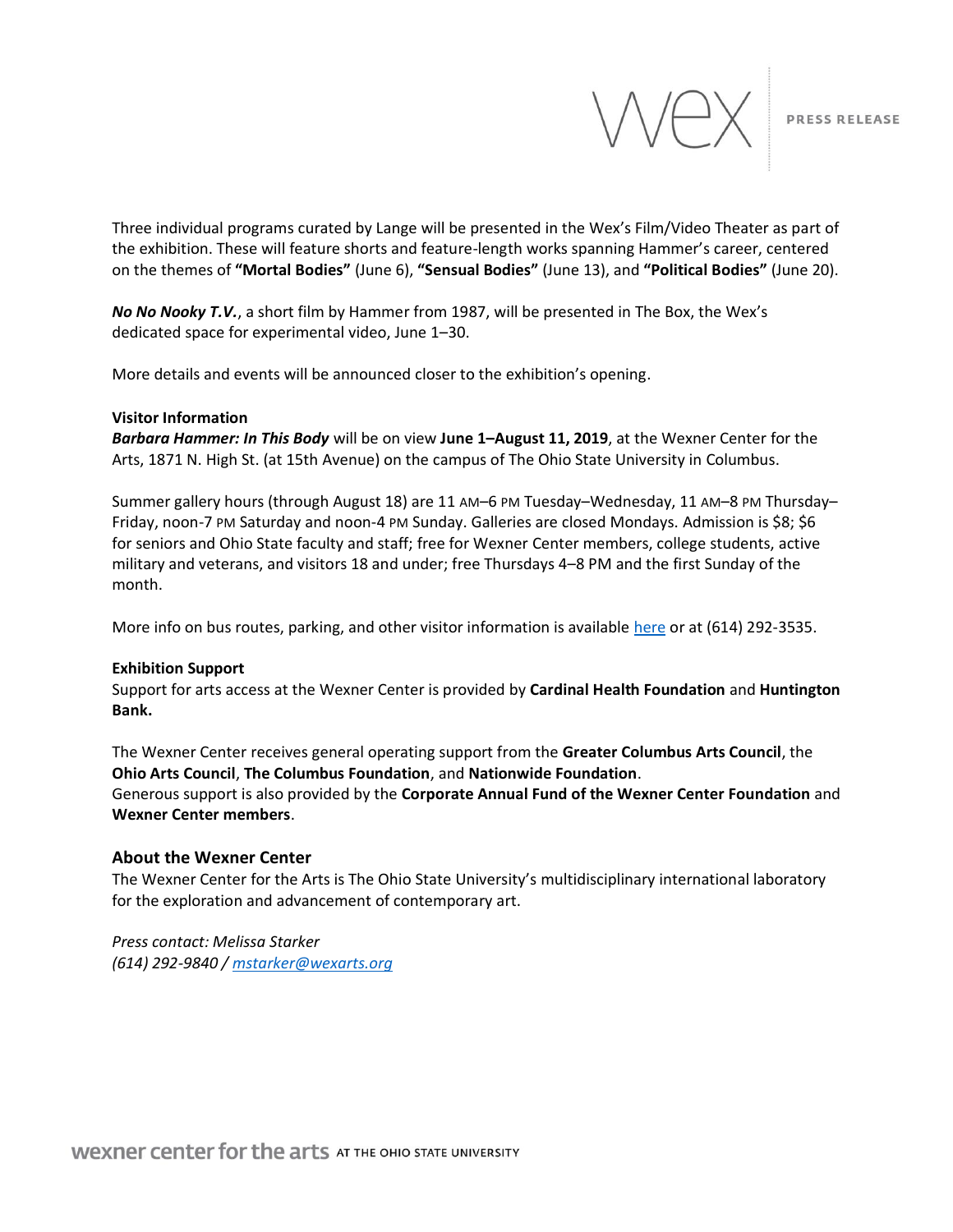Three individual programs curated by Lange will be presented in the Wex's Film/Video Theater as part of the exhibition. These will feature shorts and feature-length works spanning Hammer's career, centered on the themes of **"Mortal Bodies"** (June 6), **"Sensual Bodies"** (June 13), and **"Political Bodies"** (June 20).

***No No Nooky T.V.***, a short film by Hammer from 1987, will be presented in The Box, the Wex's dedicated space for experimental video, June 1–30.

More details and events will be announced closer to the exhibition's opening.

**Visitor Information**

***Barbara Hammer: In This Body*** will be on view **June 1–August 11, 2019**, at the Wexner Center for the Arts, 1871 N. High St. (at 15th Avenue) on the campus of The Ohio State University in Columbus.

Summer gallery hours (through August 18) are 11 AM–6 PM Tuesday–Wednesday, 11 AM–8 PM Thursday–Friday, noon-7 PM Saturday and noon-4 PM Sunday. Galleries are closed Mondays. Admission is $8; $6 for seniors and Ohio State faculty and staff; free for Wexner Center members, college students, active military and veterans, and visitors 18 and under; free Thursdays 4–8 PM and the first Sunday of the month.

More info on bus routes, parking, and other visitor information is available here or at (614) 292-3535.

**Exhibition Support**

Support for arts access at the Wexner Center is provided by **Cardinal Health Foundation** and **Huntington Bank.**

The Wexner Center receives general operating support from the **Greater Columbus Arts Council**, the **Ohio Arts Council**, **The Columbus Foundation**, and **Nationwide Foundation**.
Generous support is also provided by the **Corporate Annual Fund of the Wexner Center Foundation** and **Wexner Center members**.

## About the Wexner Center

The Wexner Center for the Arts is The Ohio State University's multidisciplinary international laboratory for the exploration and advancement of contemporary art.

*Press contact: Melissa Starker*
*(614) 292-9840 / mstarker@wexarts.org*